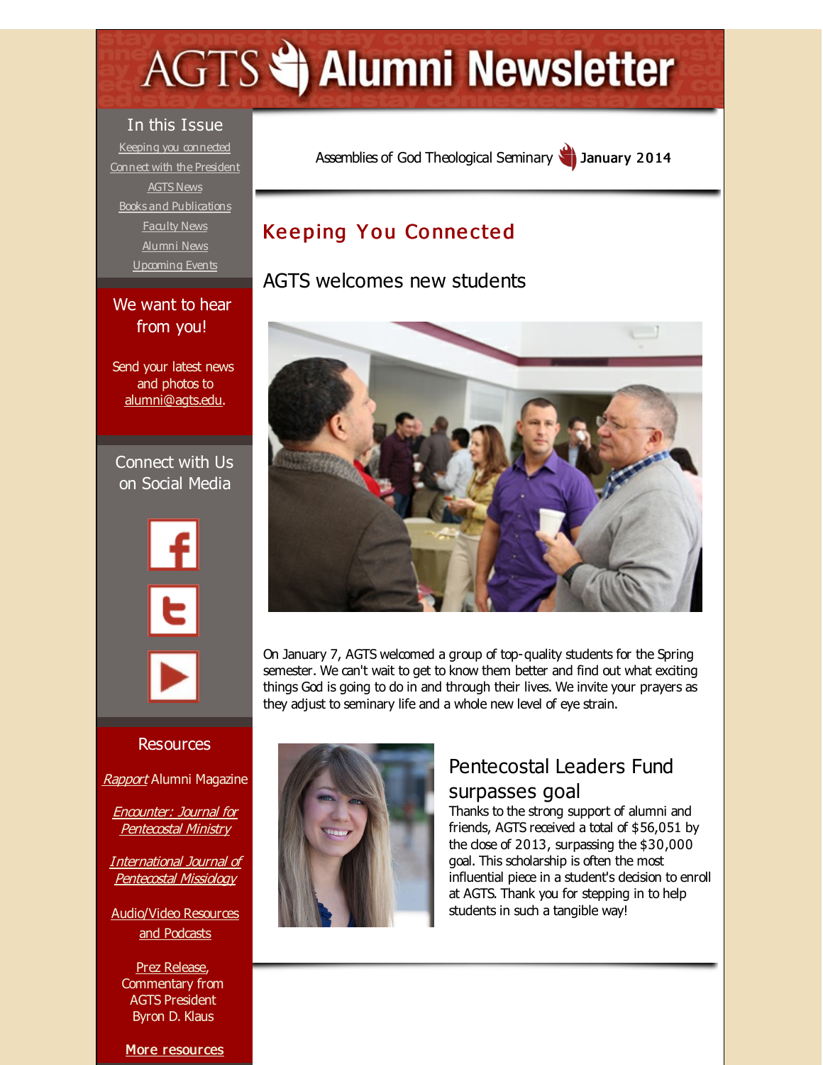# AGTS Alumni Newsletter

Assemblies of God Theological Seminary **January 2014**

## Keeping You Connected

### AGTS welcomes new students

On January 7, AGTS welcomed a group of top-quality students for the Spring semester. We can't wait to get to know them better and find out what exciting things God is going to do in and through their lives. We invite your prayers as they adjust to seminary life and a whole new level of eye strain.

### Pentecostal Leaders Fund surpasses goal

Thanks to the strong support of alumni and friends, AGTS received a total of $56,051 by the close of 2013, surpassing the $30,000 goal. This scholarship is often the most influential piece in a student's decision to enroll at AGTS. Thank you for stepping in to help students in such a tangible way!

---

**In this Issue**

- Keeping you connected
- Connect with the President
- AGTS News
- Books and Publications
- Faculty News
- Alumni News
- Upcoming Events

**We want to hear from you!**

Send your latest news and photos to alumni@agts.edu.

**Connect with Us on Social Media**

**Resources**

*Rapport* Alumni Magazine

*Encounter: Journal for Pentecostal Ministry*

*International Journal of Pentecostal Missiology*

Audio/Video Resources and Podcasts

Prez Release, Commentary from AGTS President Byron D. Klaus

**More resources**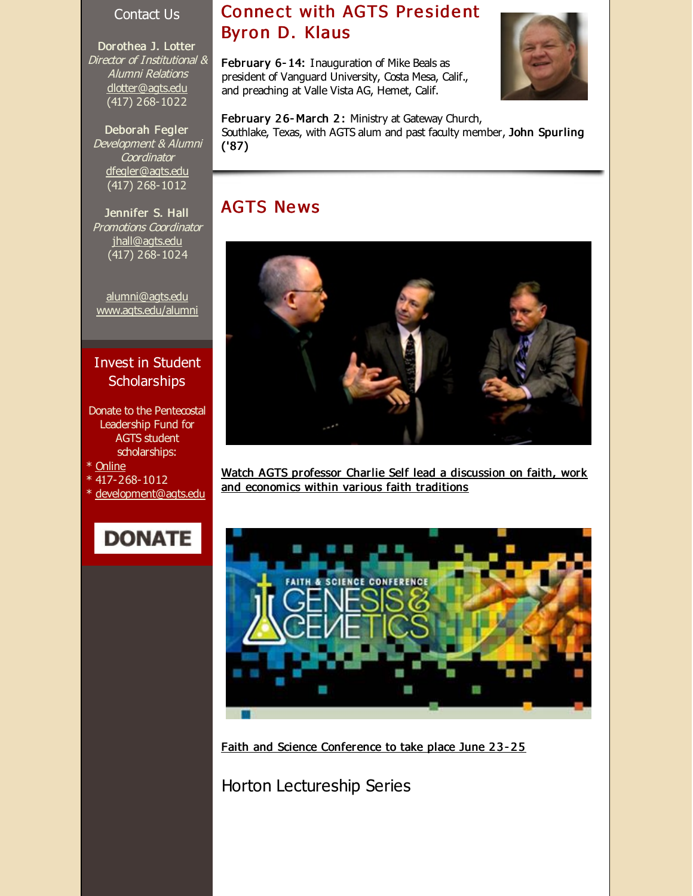## Contact Us

**Dorothea J. Lotter**
*Director of Institutional & Alumni Relations*
dlotter@agts.edu
(417) 268-1022

**Deborah Fegler**
*Development & Alumni Coordinator*
dfegler@agts.edu
(417) 268-1012

**Jennifer S. Hall**
*Promotions Coordinator*
jhall@agts.edu
(417) 268-1024

alumni@agts.edu
www.agts.edu/alumni

## Invest in Student Scholarships

Donate to the Pentecostal Leadership Fund for AGTS student scholarships:

* Online
* 417-268-1012
* development@agts.edu

DONATE

## Connect with AGTS President Byron D. Klaus

**February 6-14:** Inauguration of Mike Beals as president of Vanguard University, Costa Mesa, Calif., and preaching at Valle Vista AG, Hemet, Calif.

**February 26-March 2:** Ministry at Gateway Church, Southlake, Texas, with AGTS alum and past faculty member, **John Spurling ('87)**

## AGTS News

Watch AGTS professor Charlie Self lead a discussion on faith, work and economics within various faith traditions

Faith and Science Conference to take place June 23-25

## Horton Lectureship Series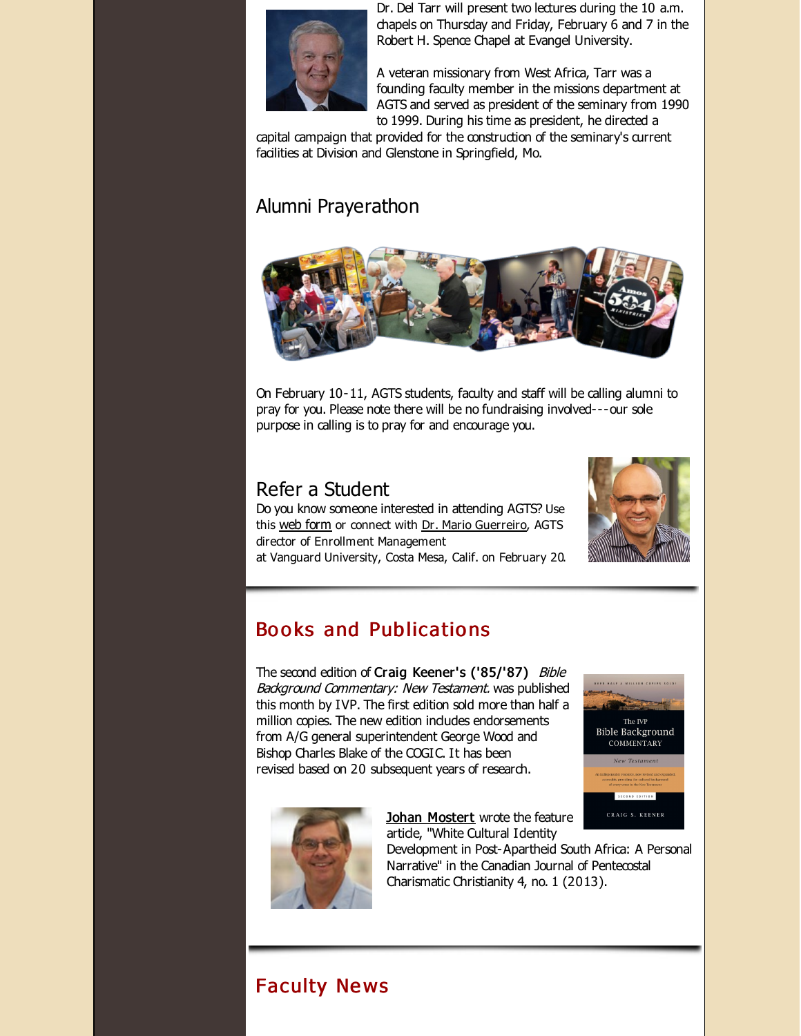Dr. Del Tarr will present two lectures during the 10 a.m. chapels on Thursday and Friday, February 6 and 7 in the Robert H. Spence Chapel at Evangel University.

A veteran missionary from West Africa, Tarr was a founding faculty member in the missions department at AGTS and served as president of the seminary from 1990 to 1999. During his time as president, he directed a capital campaign that provided for the construction of the seminary's current facilities at Division and Glenstone in Springfield, Mo.

## Alumni Prayerathon

On February 10-11, AGTS students, faculty and staff will be calling alumni to pray for you. Please note there will be no fundraising involved---our sole purpose in calling is to pray for and encourage you.

## Refer a Student

Do you know someone interested in attending AGTS? Use this web form or connect with Dr. Mario Guerreiro, AGTS director of Enrollment Management at Vanguard University, Costa Mesa, Calif. on February 20.

# Books and Publications

The second edition of **Craig Keener's ('85/'87)** *Bible Background Commentary: New Testament.* was published this month by IVP. The first edition sold more than half a million copies. The new edition includes endorsements from A/G general superintendent George Wood and Bishop Charles Blake of the COGIC. It has been revised based on 20 subsequent years of research.

**Johan Mostert** wrote the feature article, "White Cultural Identity Development in Post-Apartheid South Africa: A Personal Narrative" in the Canadian Journal of Pentecostal Charismatic Christianity 4, no. 1 (2013).

# Faculty News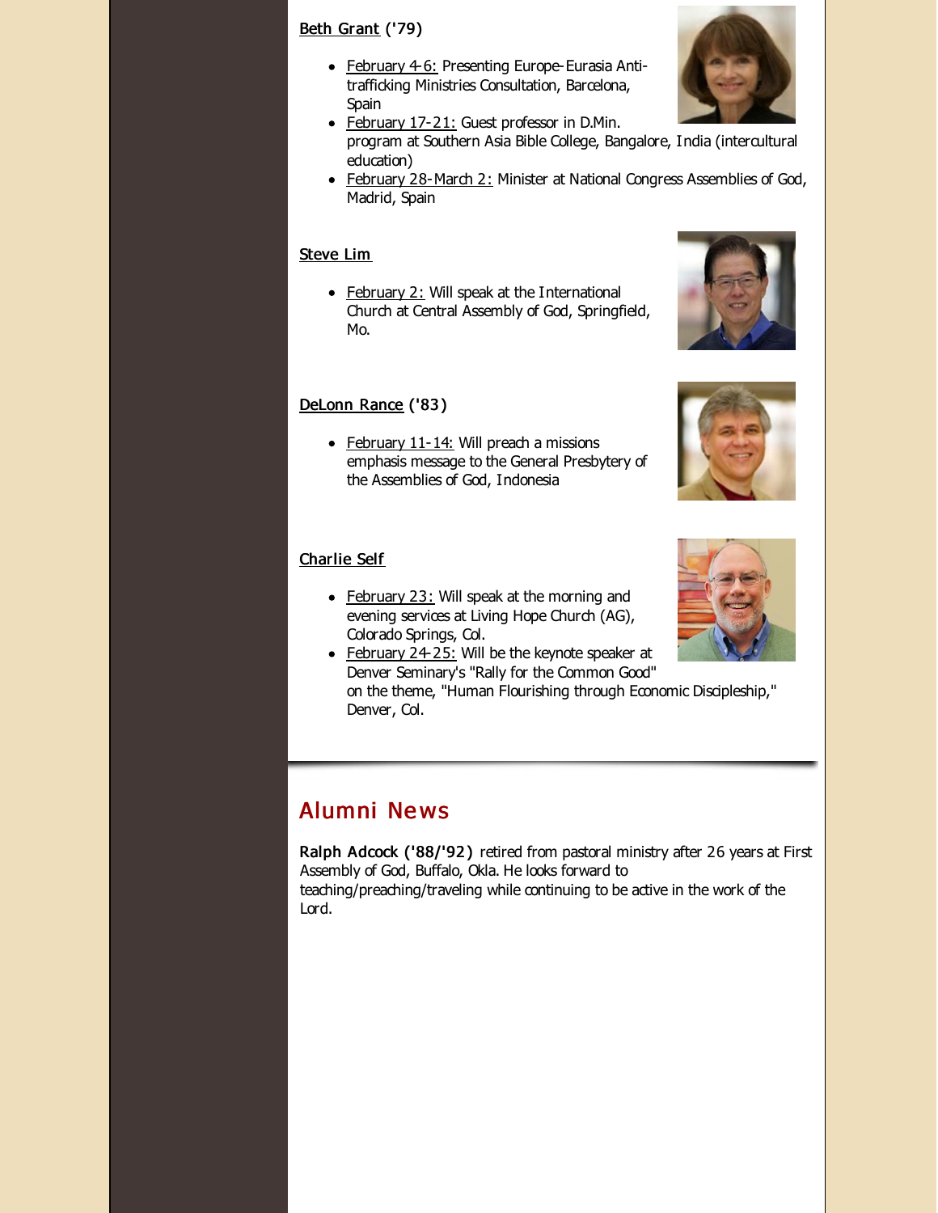**Beth Grant ('79)**

- February 4-6: Presenting Europe-Eurasia Anti-trafficking Ministries Consultation, Barcelona, Spain
- February 17-21: Guest professor in D.Min. program at Southern Asia Bible College, Bangalore, India (intercultural education)
- February 28-March 2: Minister at National Congress Assemblies of God, Madrid, Spain

**Steve Lim**

- February 2: Will speak at the International Church at Central Assembly of God, Springfield, Mo.

**DeLonn Rance ('83)**

- February 11-14: Will preach a missions emphasis message to the General Presbytery of the Assemblies of God, Indonesia

**Charlie Self**

- February 23: Will speak at the morning and evening services at Living Hope Church (AG), Colorado Springs, Col.
- February 24-25: Will be the keynote speaker at Denver Seminary's "Rally for the Common Good" on the theme, "Human Flourishing through Economic Discipleship," Denver, Col.

## Alumni News

**Ralph Adcock ('88/'92)** retired from pastoral ministry after 26 years at First Assembly of God, Buffalo, Okla. He looks forward to teaching/preaching/traveling while continuing to be active in the work of the Lord.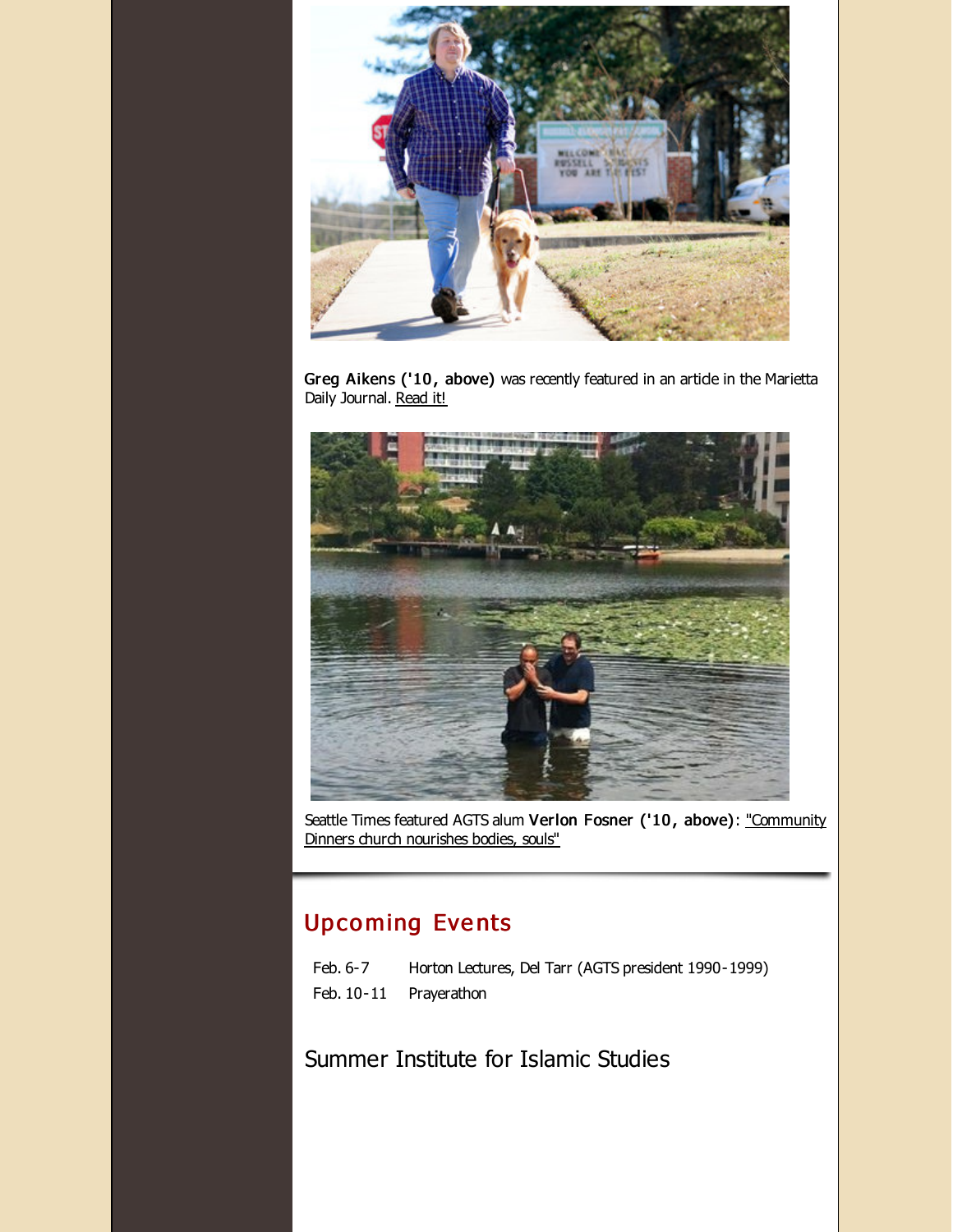**Greg Aikens ('10, above)** was recently featured in an article in the Marietta Daily Journal. Read it!

Seattle Times featured AGTS alum **Verlon Fosner ('10, above)**: "Community Dinners church nourishes bodies, souls"

## Upcoming Events

| | |
|---|---|
| Feb. 6-7 | Horton Lectures, Del Tarr (AGTS president 1990-1999) |
| Feb. 10-11 | Prayerathon |

## Summer Institute for Islamic Studies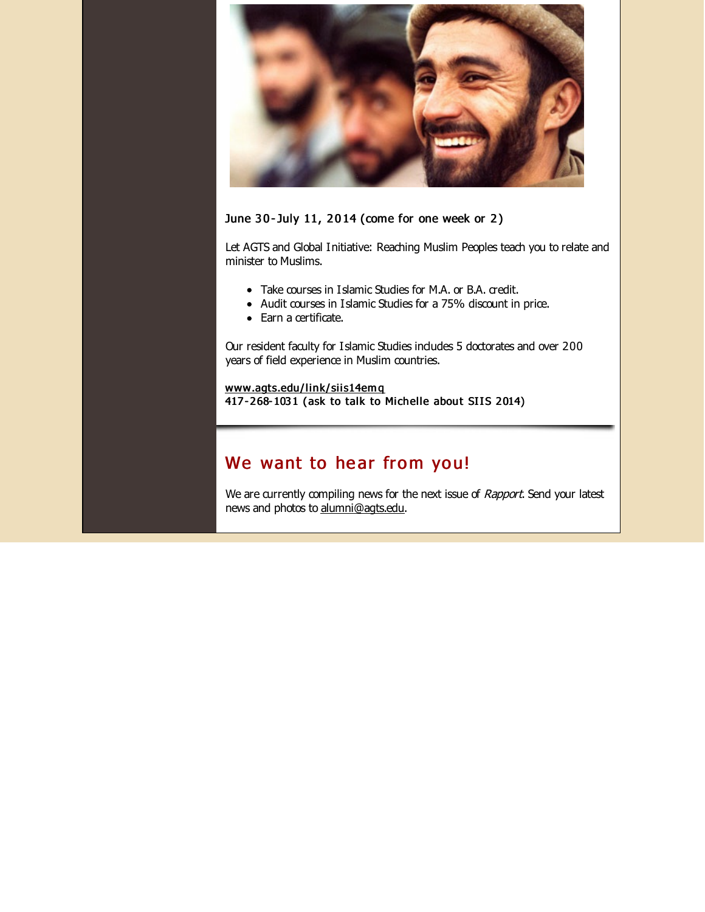**June 30-July 11, 2014 (come for one week or 2)**

Let AGTS and Global Initiative: Reaching Muslim Peoples teach you to relate and minister to Muslims.

- Take courses in Islamic Studies for M.A. or B.A. credit.
- Audit courses in Islamic Studies for a 75% discount in price.
- Earn a certificate.

Our resident faculty for Islamic Studies includes 5 doctorates and over 200 years of field experience in Muslim countries.

**www.agts.edu/link/siis14emq**
**417-268-1031 (ask to talk to Michelle about SIIS 2014)**

## We want to hear from you!

We are currently compiling news for the next issue of *Rapport*. Send your latest news and photos to alumni@agts.edu.